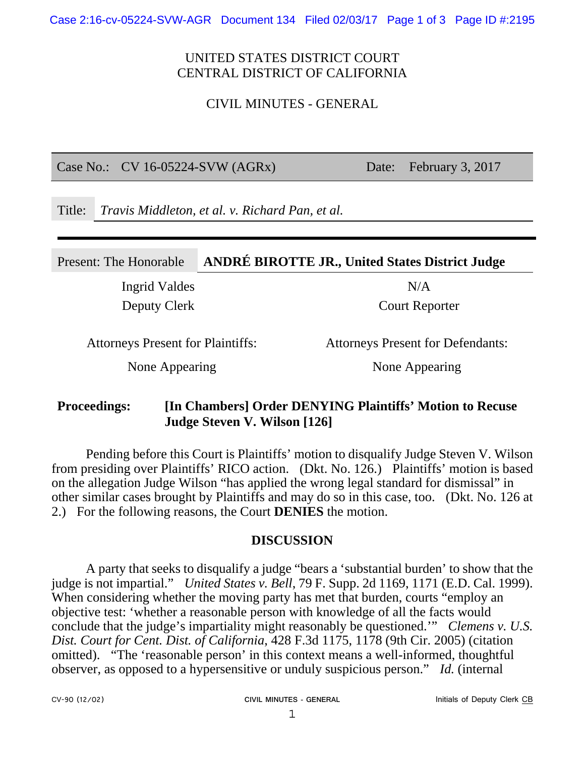UNITED STATES DISTRICT COURT
CENTRAL DISTRICT OF CALIFORNIA

CIVIL MINUTES - GENERAL

| Case No.: CV 16-05224-SVW (AGRx) | Date: February 3, 2017 |
|---|---|

Title: *Travis Middleton, et al. v. Richard Pan, et al.*

| Present: The Honorable | **ANDRÉ BIROTTE JR., United States District Judge** |
|---|---|

| Ingrid Valdes | N/A |
|---|---|
| Deputy Clerk | Court Reporter |

| Attorneys Present for Plaintiffs: | Attorneys Present for Defendants: |
|---|---|
| None Appearing | None Appearing |

**Proceedings: [In Chambers] Order DENYING Plaintiffs' Motion to Recuse Judge Steven V. Wilson [126]**

Pending before this Court is Plaintiffs' motion to disqualify Judge Steven V. Wilson from presiding over Plaintiffs' RICO action. (Dkt. No. 126.) Plaintiffs' motion is based on the allegation Judge Wilson "has applied the wrong legal standard for dismissal" in other similar cases brought by Plaintiffs and may do so in this case, too. (Dkt. No. 126 at 2.) For the following reasons, the Court **DENIES** the motion.

## DISCUSSION

A party that seeks to disqualify a judge "bears a 'substantial burden' to show that the judge is not impartial." *United States v. Bell*, 79 F. Supp. 2d 1169, 1171 (E.D. Cal. 1999). When considering whether the moving party has met that burden, courts "employ an objective test: 'whether a reasonable person with knowledge of all the facts would conclude that the judge's impartiality might reasonably be questioned.'" *Clemens v. U.S. Dist. Court for Cent. Dist. of California*, 428 F.3d 1175, 1178 (9th Cir. 2005) (citation omitted). "The 'reasonable person' in this context means a well-informed, thoughtful observer, as opposed to a hypersensitive or unduly suspicious person." *Id.* (internal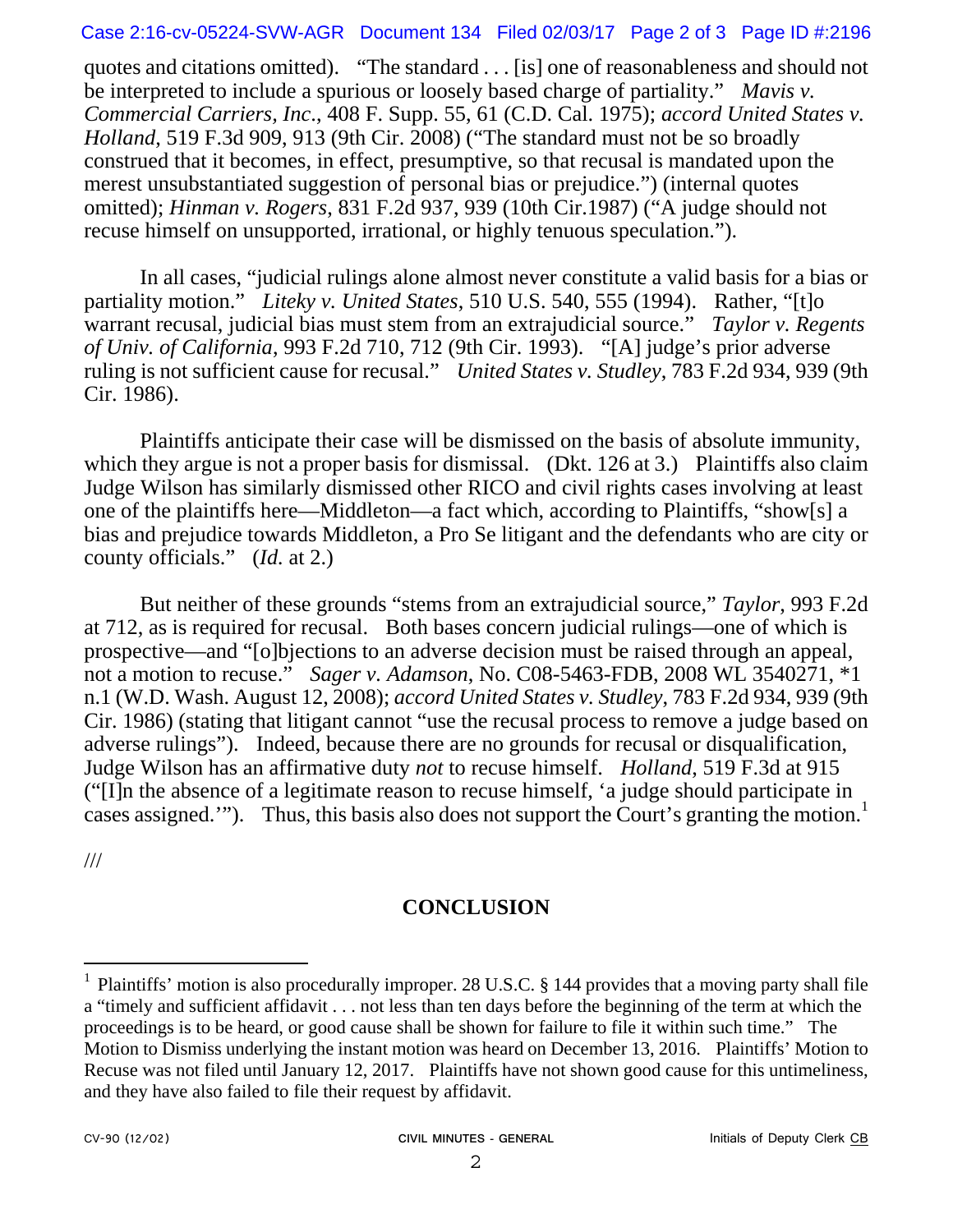quotes and citations omitted). "The standard . . . [is] one of reasonableness and should not be interpreted to include a spurious or loosely based charge of partiality." *Mavis v. Commercial Carriers, Inc.*, 408 F. Supp. 55, 61 (C.D. Cal. 1975); *accord United States v. Holland*, 519 F.3d 909, 913 (9th Cir. 2008) ("The standard must not be so broadly construed that it becomes, in effect, presumptive, so that recusal is mandated upon the merest unsubstantiated suggestion of personal bias or prejudice.") (internal quotes omitted); *Hinman v. Rogers*, 831 F.2d 937, 939 (10th Cir.1987) ("A judge should not recuse himself on unsupported, irrational, or highly tenuous speculation.").

In all cases, "judicial rulings alone almost never constitute a valid basis for a bias or partiality motion." *Liteky v. United States*, 510 U.S. 540, 555 (1994). Rather, "[t]o warrant recusal, judicial bias must stem from an extrajudicial source." *Taylor v. Regents of Univ. of California*, 993 F.2d 710, 712 (9th Cir. 1993). "[A] judge's prior adverse ruling is not sufficient cause for recusal." *United States v. Studley*, 783 F.2d 934, 939 (9th Cir. 1986).

Plaintiffs anticipate their case will be dismissed on the basis of absolute immunity, which they argue is not a proper basis for dismissal. (Dkt. 126 at 3.) Plaintiffs also claim Judge Wilson has similarly dismissed other RICO and civil rights cases involving at least one of the plaintiffs here—Middleton—a fact which, according to Plaintiffs, "show[s] a bias and prejudice towards Middleton, a Pro Se litigant and the defendants who are city or county officials." (*Id.* at 2.)

But neither of these grounds "stems from an extrajudicial source," *Taylor*, 993 F.2d at 712, as is required for recusal. Both bases concern judicial rulings—one of which is prospective—and "[o]bjections to an adverse decision must be raised through an appeal, not a motion to recuse." *Sager v. Adamson*, No. C08-5463-FDB, 2008 WL 3540271, *1 n.1 (W.D. Wash. August 12, 2008); *accord United States v. Studley*, 783 F.2d 934, 939 (9th Cir. 1986) (stating that litigant cannot "use the recusal process to remove a judge based on adverse rulings"). Indeed, because there are no grounds for recusal or disqualification, Judge Wilson has an affirmative duty *not* to recuse himself. *Holland*, 519 F.3d at 915 ("[I]n the absence of a legitimate reason to recuse himself, 'a judge should participate in cases assigned.'"). Thus, this basis also does not support the Court's granting the motion.[1]

///

## CONCLUSION

[1] Plaintiffs' motion is also procedurally improper. 28 U.S.C. § 144 provides that a moving party shall file a "timely and sufficient affidavit . . . not less than ten days before the beginning of the term at which the proceedings is to be heard, or good cause shall be shown for failure to file it within such time." The Motion to Dismiss underlying the instant motion was heard on December 13, 2016. Plaintiffs' Motion to Recuse was not filed until January 12, 2017. Plaintiffs have not shown good cause for this untimeliness, and they have also failed to file their request by affidavit.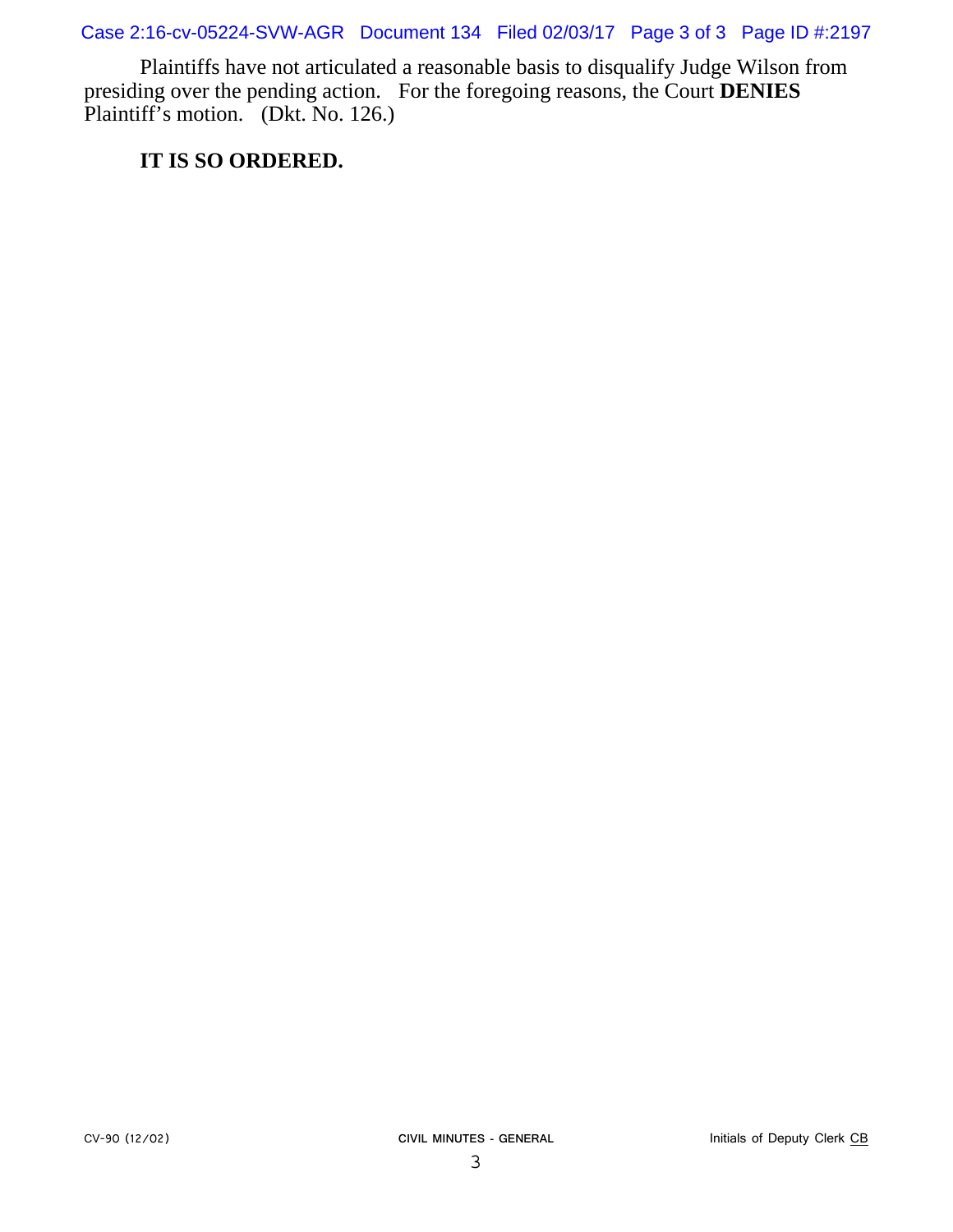Plaintiffs have not articulated a reasonable basis to disqualify Judge Wilson from presiding over the pending action. For the foregoing reasons, the Court **DENIES** Plaintiff's motion. (Dkt. No. 126.)

**IT IS SO ORDERED.**